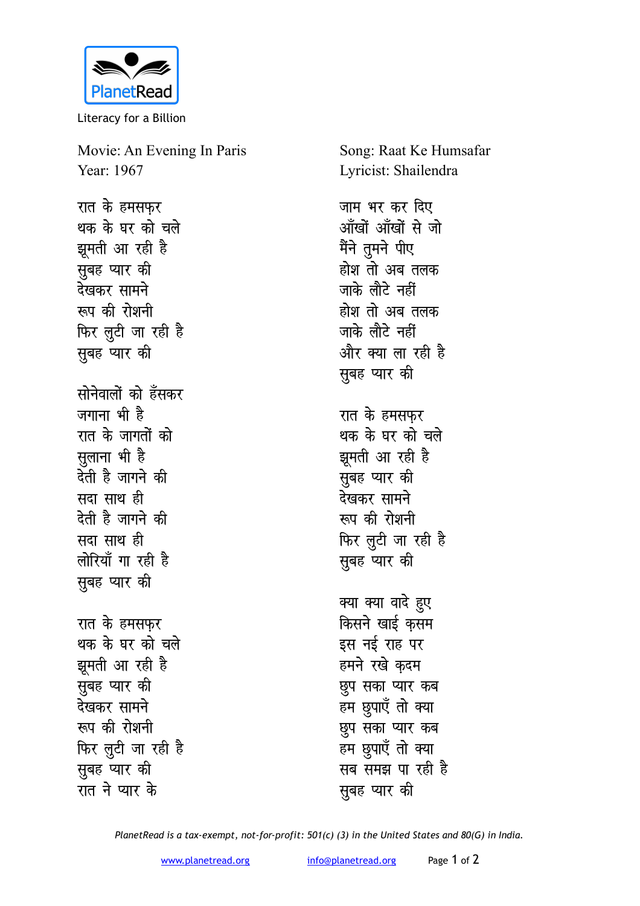PlanetRead

Literacy for a Billion

Movie: An Evening In Paris
Year: 1967

Song: Raat Ke Humsafar
Lyricist: Shailendra

रात के हमसफ़र
थक के घर को चले
झूमती आ रही है
सुबह प्यार की
देखकर सामने
रूप की रोशनी
फिर लुटी जा रही है
सुबह प्यार की

सोनेवालों को हँसकर
जगाना भी है
रात के जागतों को
सुलाना भी है
देती है जागने की
सदा साथ ही
देती है जागने की
सदा साथ ही
लोरियाँ गा रही है
सुबह प्यार की

रात के हमसफ़र
थक के घर को चले
झूमती आ रही है
सुबह प्यार की
देखकर सामने
रूप की रोशनी
फिर लुटी जा रही है
सुबह प्यार की
रात ने प्यार के

जाम भर कर दिए
आँखों आँखों से जो
मैंने तुमने पीए
होश तो अब तलक
जाके लौटे नहीं
होश तो अब तलक
जाके लौटे नहीं
और क्या ला रही है
सुबह प्यार की

रात के हमसफ़र
थक के घर को चले
झूमती आ रही है
सुबह प्यार की
देखकर सामने
रूप की रोशनी
फिर लुटी जा रही है
सुबह प्यार की

क्या क्या वादे हुए
किसने खाई क़सम
इस नई राह पर
हमने रखे क़दम
छुप सका प्यार कब
हम छुपाएँ तो क्या
छुप सका प्यार कब
हम छुपाएँ तो क्या
सब समझ पा रही है
सुबह प्यार की

*PlanetRead is a tax-exempt, not-for-profit: 501(c) (3) in the United States and 80(G) in India.*

www.planetread.org    info@planetread.org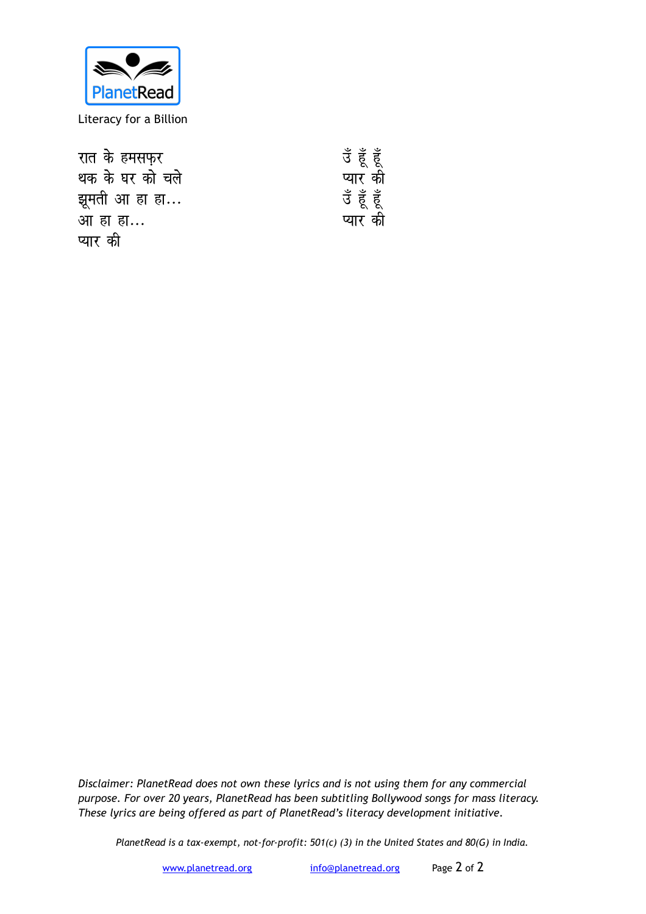PlanetRead

Literacy for a Billion

रात के हमसफ़र
थक के घर को चले
झूमती आ हा हा...
आ हा हा...
प्यार की

उँ हूँ हूँ
प्यार की
उँ हूँ हूँ
प्यार की

*Disclaimer: PlanetRead does not own these lyrics and is not using them for any commercial purpose. For over 20 years, PlanetRead has been subtitling Bollywood songs for mass literacy. These lyrics are being offered as part of PlanetRead's literacy development initiative.*

*PlanetRead is a tax-exempt, not-for-profit: 501(c) (3) in the United States and 80(G) in India.*

www.planetread.org info@planetread.org